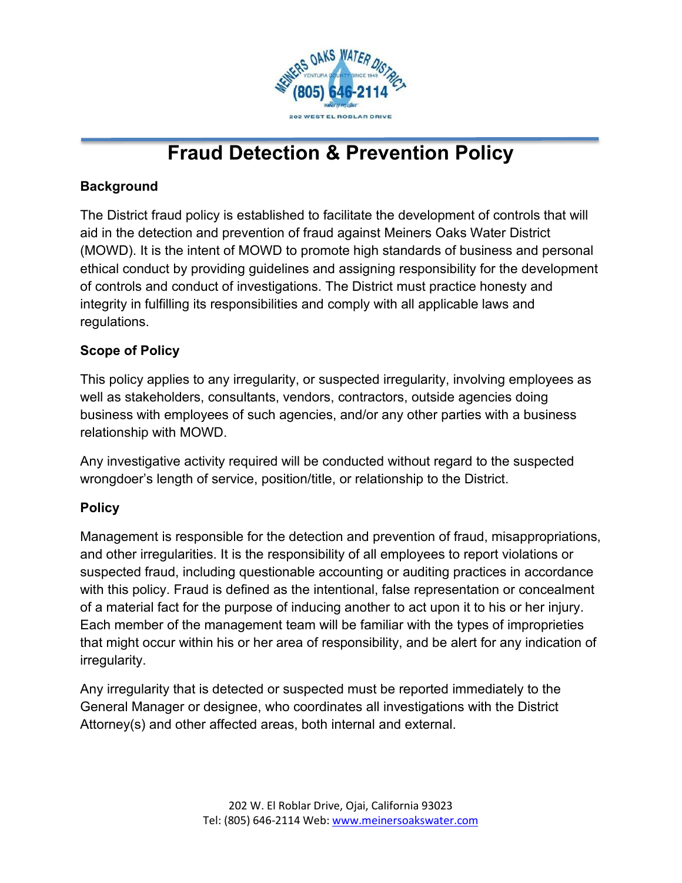# Fraud Detection & Prevention Policy

## Background

The District fraud policy is established to facilitate the development of controls that will aid in the detection and prevention of fraud against Meiners Oaks Water District (MOWD). It is the intent of MOWD to promote high standards of business and personal ethical conduct by providing guidelines and assigning responsibility for the development of controls and conduct of investigations. The District must practice honesty and integrity in fulfilling its responsibilities and comply with all applicable laws and regulations.

## Scope of Policy

This policy applies to any irregularity, or suspected irregularity, involving employees as well as stakeholders, consultants, vendors, contractors, outside agencies doing business with employees of such agencies, and/or any other parties with a business relationship with MOWD.

Any investigative activity required will be conducted without regard to the suspected wrongdoer's length of service, position/title, or relationship to the District.

## Policy

Management is responsible for the detection and prevention of fraud, misappropriations, and other irregularities. It is the responsibility of all employees to report violations or suspected fraud, including questionable accounting or auditing practices in accordance with this policy. Fraud is defined as the intentional, false representation or concealment of a material fact for the purpose of inducing another to act upon it to his or her injury. Each member of the management team will be familiar with the types of improprieties that might occur within his or her area of responsibility, and be alert for any indication of irregularity.

Any irregularity that is detected or suspected must be reported immediately to the General Manager or designee, who coordinates all investigations with the District Attorney(s) and other affected areas, both internal and external.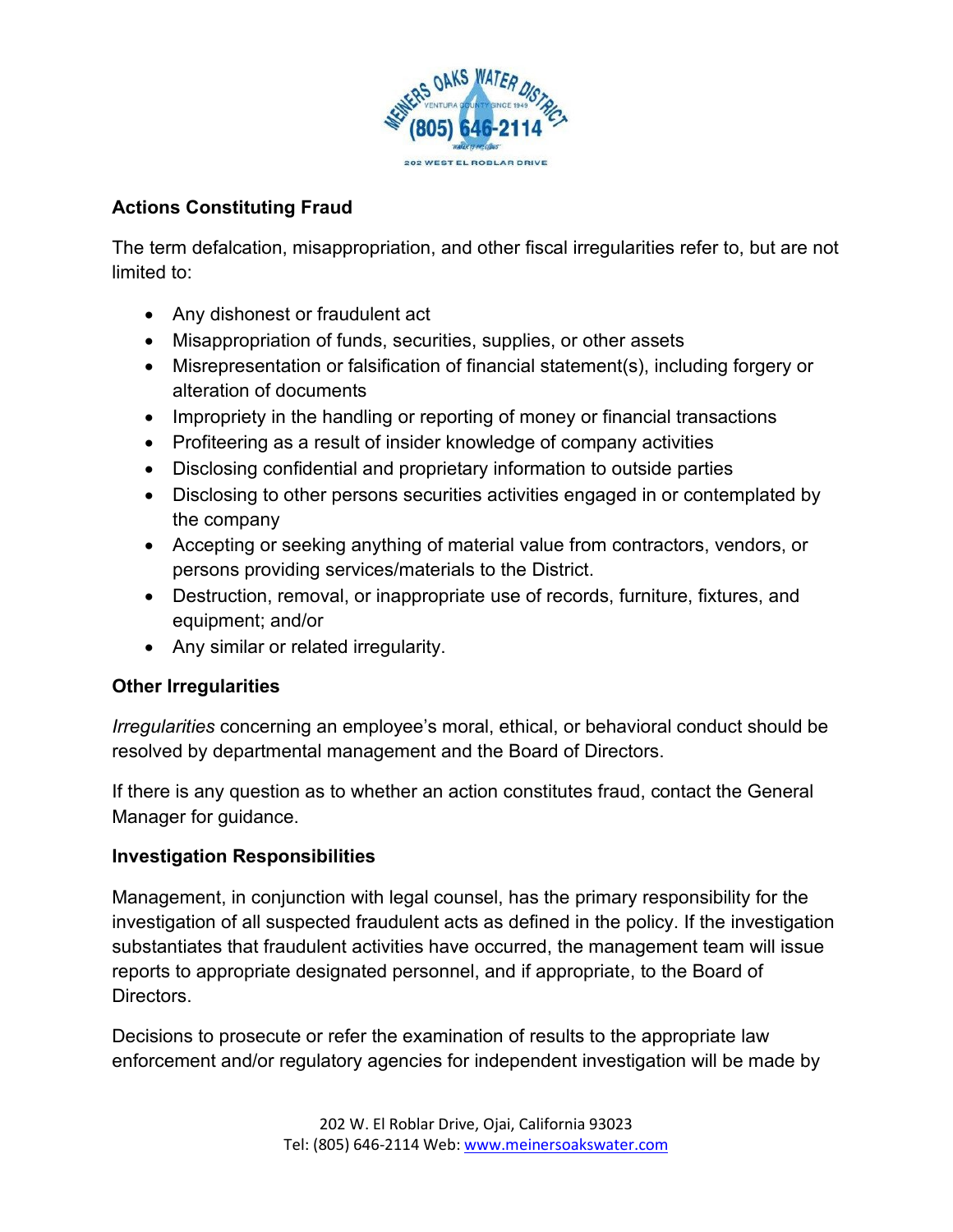### Actions Constituting Fraud

The term defalcation, misappropriation, and other fiscal irregularities refer to, but are not limited to:

- Any dishonest or fraudulent act
- Misappropriation of funds, securities, supplies, or other assets
- Misrepresentation or falsification of financial statement(s), including forgery or alteration of documents
- Impropriety in the handling or reporting of money or financial transactions
- Profiteering as a result of insider knowledge of company activities
- Disclosing confidential and proprietary information to outside parties
- Disclosing to other persons securities activities engaged in or contemplated by the company
- Accepting or seeking anything of material value from contractors, vendors, or persons providing services/materials to the District.
- Destruction, removal, or inappropriate use of records, furniture, fixtures, and equipment; and/or
- Any similar or related irregularity.

### Other Irregularities

*Irregularities* concerning an employee's moral, ethical, or behavioral conduct should be resolved by departmental management and the Board of Directors.

If there is any question as to whether an action constitutes fraud, contact the General Manager for guidance.

### Investigation Responsibilities

Management, in conjunction with legal counsel, has the primary responsibility for the investigation of all suspected fraudulent acts as defined in the policy. If the investigation substantiates that fraudulent activities have occurred, the management team will issue reports to appropriate designated personnel, and if appropriate, to the Board of Directors.

Decisions to prosecute or refer the examination of results to the appropriate law enforcement and/or regulatory agencies for independent investigation will be made by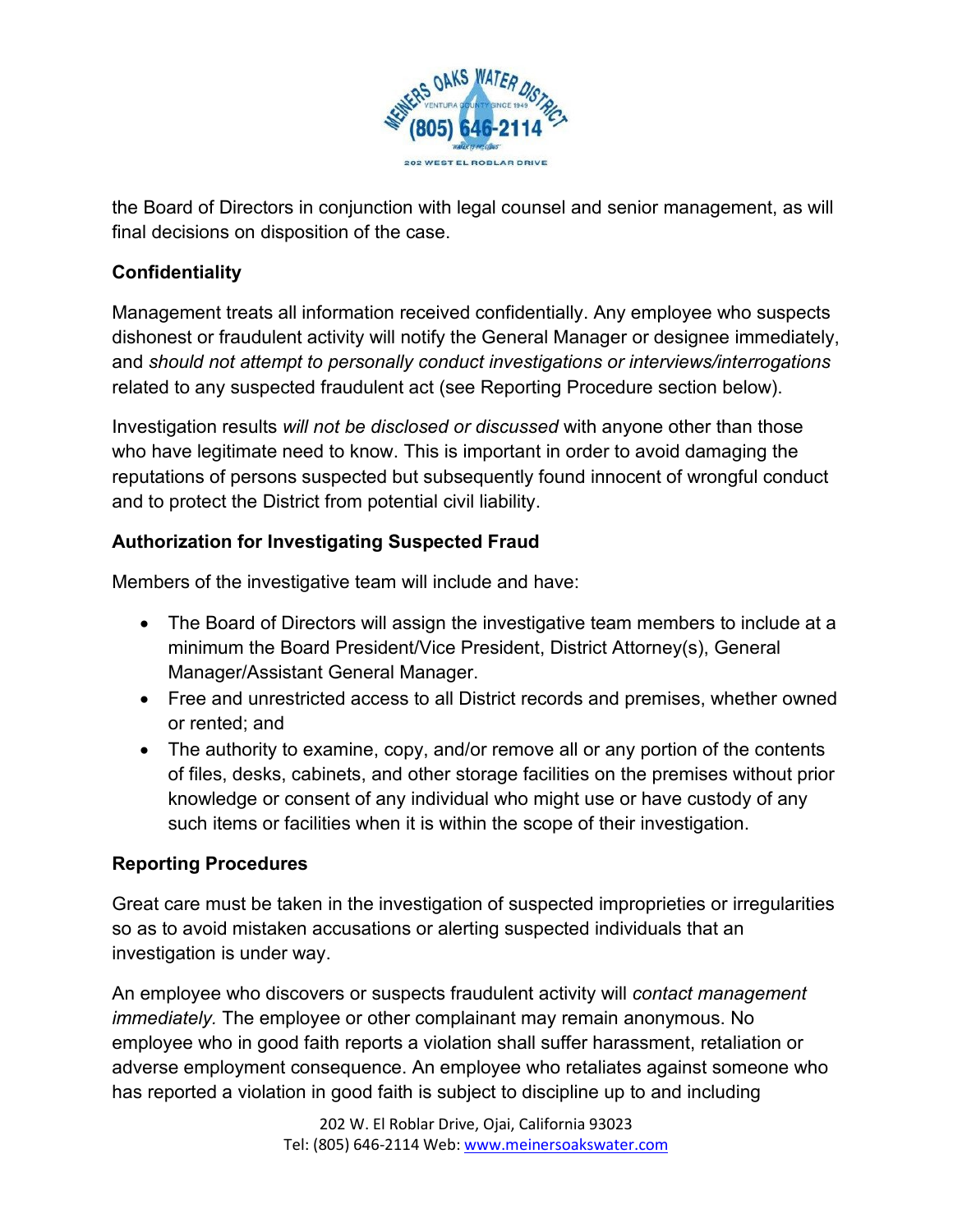the Board of Directors in conjunction with legal counsel and senior management, as will final decisions on disposition of the case.

**Confidentiality**

Management treats all information received confidentially. Any employee who suspects dishonest or fraudulent activity will notify the General Manager or designee immediately, and *should not attempt to personally conduct investigations or interviews/interrogations* related to any suspected fraudulent act (see Reporting Procedure section below).

Investigation results *will not be disclosed or discussed* with anyone other than those who have legitimate need to know. This is important in order to avoid damaging the reputations of persons suspected but subsequently found innocent of wrongful conduct and to protect the District from potential civil liability.

**Authorization for Investigating Suspected Fraud**

Members of the investigative team will include and have:

- The Board of Directors will assign the investigative team members to include at a minimum the Board President/Vice President, District Attorney(s), General Manager/Assistant General Manager.
- Free and unrestricted access to all District records and premises, whether owned or rented; and
- The authority to examine, copy, and/or remove all or any portion of the contents of files, desks, cabinets, and other storage facilities on the premises without prior knowledge or consent of any individual who might use or have custody of any such items or facilities when it is within the scope of their investigation.

**Reporting Procedures**

Great care must be taken in the investigation of suspected improprieties or irregularities so as to avoid mistaken accusations or alerting suspected individuals that an investigation is under way.

An employee who discovers or suspects fraudulent activity will *contact management immediately.* The employee or other complainant may remain anonymous. No employee who in good faith reports a violation shall suffer harassment, retaliation or adverse employment consequence. An employee who retaliates against someone who has reported a violation in good faith is subject to discipline up to and including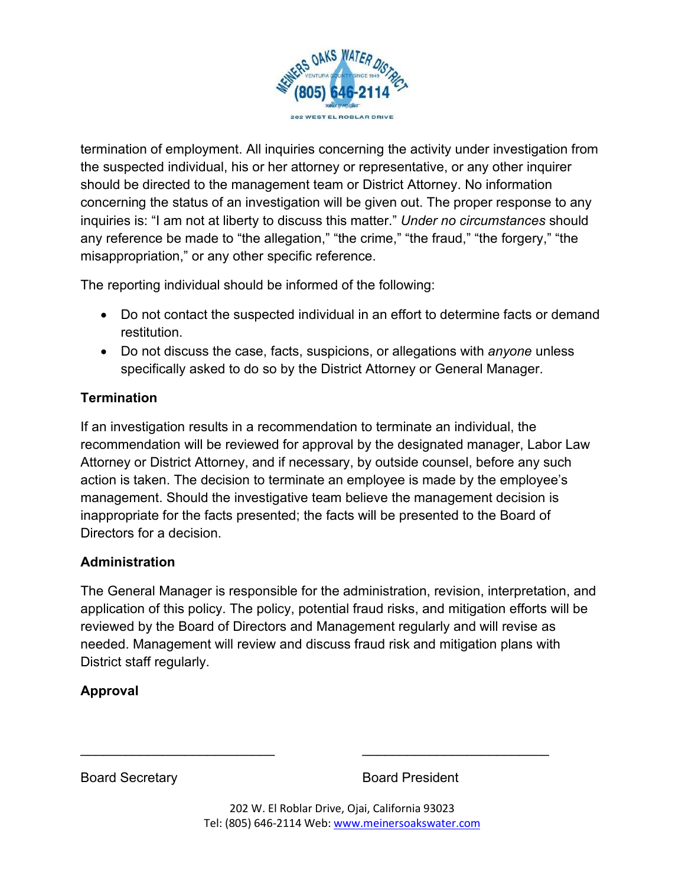termination of employment. All inquiries concerning the activity under investigation from the suspected individual, his or her attorney or representative, or any other inquirer should be directed to the management team or District Attorney. No information concerning the status of an investigation will be given out. The proper response to any inquiries is: "I am not at liberty to discuss this matter." *Under no circumstances* should any reference be made to "the allegation," "the crime," "the fraud," "the forgery," "the misappropriation," or any other specific reference.

The reporting individual should be informed of the following:

- Do not contact the suspected individual in an effort to determine facts or demand restitution.
- Do not discuss the case, facts, suspicions, or allegations with *anyone* unless specifically asked to do so by the District Attorney or General Manager.

**Termination**

If an investigation results in a recommendation to terminate an individual, the recommendation will be reviewed for approval by the designated manager, Labor Law Attorney or District Attorney, and if necessary, by outside counsel, before any such action is taken. The decision to terminate an employee is made by the employee's management. Should the investigative team believe the management decision is inappropriate for the facts presented; the facts will be presented to the Board of Directors for a decision.

**Administration**

The General Manager is responsible for the administration, revision, interpretation, and application of this policy. The policy, potential fraud risks, and mitigation efforts will be reviewed by the Board of Directors and Management regularly and will revise as needed. Management will review and discuss fraud risk and mitigation plans with District staff regularly.

**Approval**

___________________________ ___________________________

Board Secretary Board President

202 W. El Roblar Drive, Ojai, California 93023
Tel: (805) 646-2114 Web: www.meinersoakswater.com